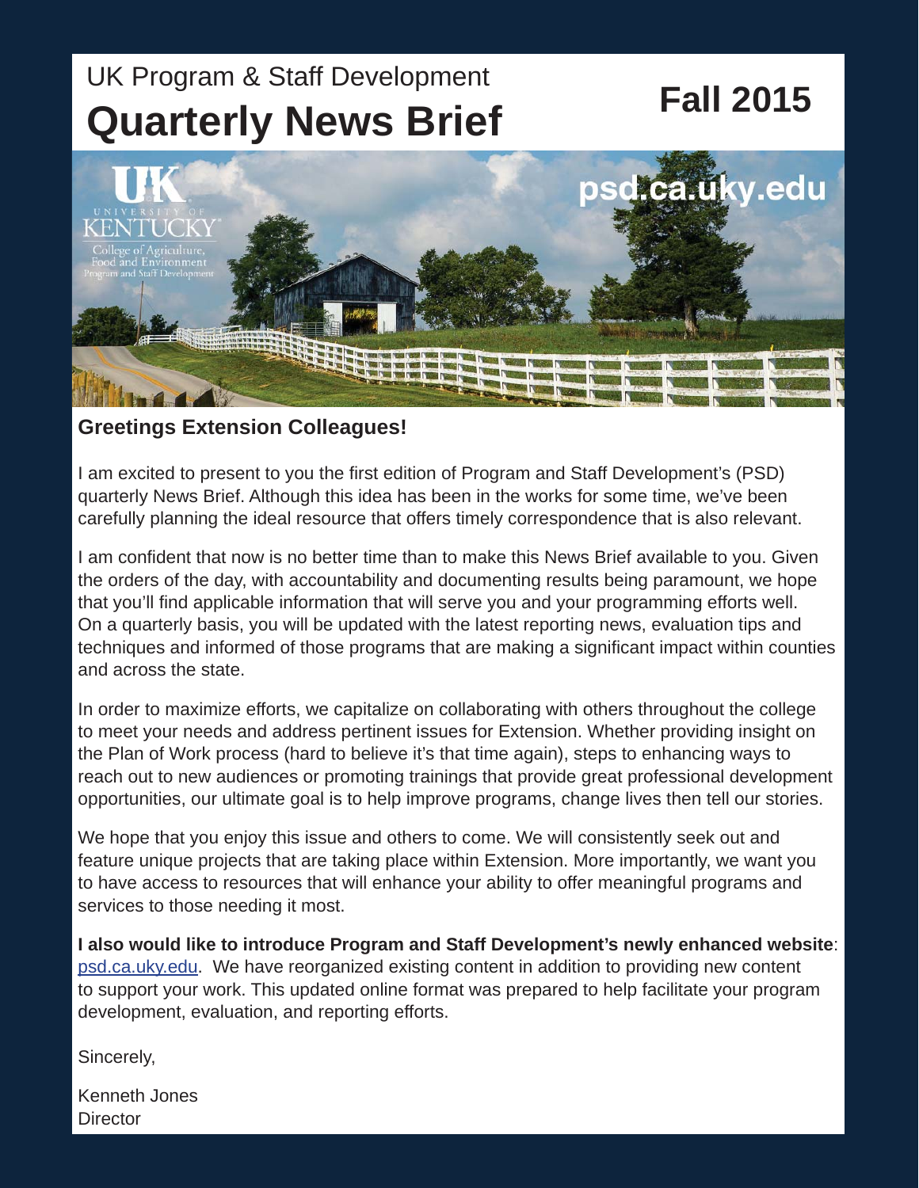UK Program & Staff Development

# Quarterly News Brief

## Fall 2015

### Greetings Extension Colleagues!

I am excited to present to you the first edition of Program and Staff Development's (PSD) quarterly News Brief. Although this idea has been in the works for some time, we've been carefully planning the ideal resource that offers timely correspondence that is also relevant.

I am confident that now is no better time than to make this News Brief available to you. Given the orders of the day, with accountability and documenting results being paramount, we hope that you'll find applicable information that will serve you and your programming efforts well. On a quarterly basis, you will be updated with the latest reporting news, evaluation tips and techniques and informed of those programs that are making a significant impact within counties and across the state.

In order to maximize efforts, we capitalize on collaborating with others throughout the college to meet your needs and address pertinent issues for Extension. Whether providing insight on the Plan of Work process (hard to believe it's that time again), steps to enhancing ways to reach out to new audiences or promoting trainings that provide great professional development opportunities, our ultimate goal is to help improve programs, change lives then tell our stories.

We hope that you enjoy this issue and others to come. We will consistently seek out and feature unique projects that are taking place within Extension. More importantly, we want you to have access to resources that will enhance your ability to offer meaningful programs and services to those needing it most.

**I also would like to introduce Program and Staff Development's newly enhanced website**: psd.ca.uky.edu. We have reorganized existing content in addition to providing new content to support your work. This updated online format was prepared to help facilitate your program development, evaluation, and reporting efforts.

Sincerely,

Kenneth Jones
Director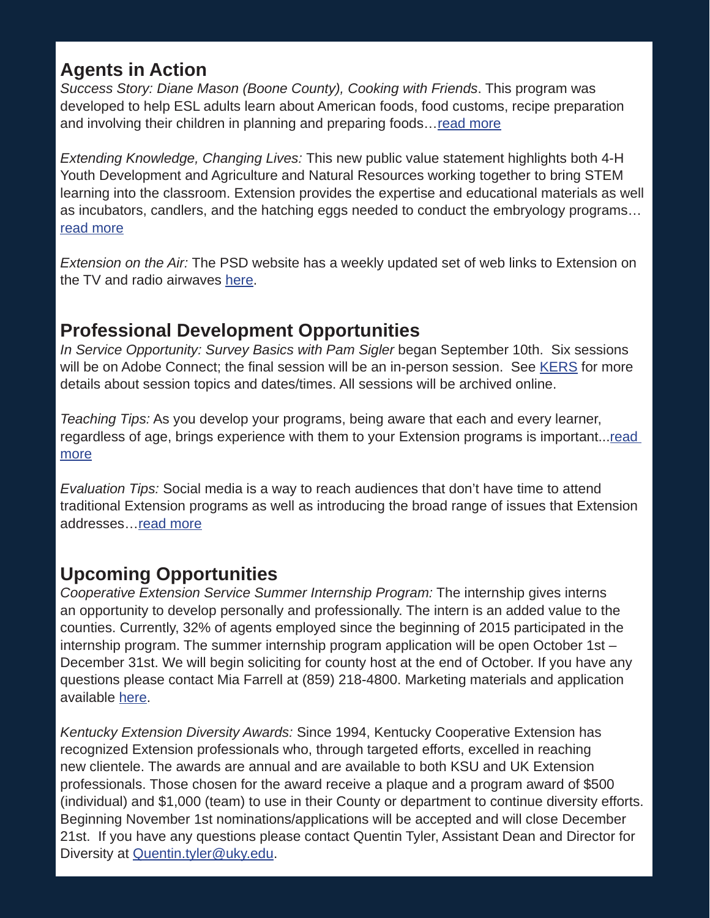## Agents in Action

*Success Story: Diane Mason (Boone County), Cooking with Friends*. This program was developed to help ESL adults learn about American foods, food customs, recipe preparation and involving their children in planning and preparing foods…read more

*Extending Knowledge, Changing Lives:* This new public value statement highlights both 4-H Youth Development and Agriculture and Natural Resources working together to bring STEM learning into the classroom. Extension provides the expertise and educational materials as well as incubators, candlers, and the hatching eggs needed to conduct the embryology programs… read more

*Extension on the Air:* The PSD website has a weekly updated set of web links to Extension on the TV and radio airwaves here.

## Professional Development Opportunities

*In Service Opportunity: Survey Basics with Pam Sigler* began September 10th. Six sessions will be on Adobe Connect; the final session will be an in-person session. See KERS for more details about session topics and dates/times. All sessions will be archived online.

*Teaching Tips:* As you develop your programs, being aware that each and every learner, regardless of age, brings experience with them to your Extension programs is important...read more

*Evaluation Tips:* Social media is a way to reach audiences that don't have time to attend traditional Extension programs as well as introducing the broad range of issues that Extension addresses…read more

## Upcoming Opportunities

*Cooperative Extension Service Summer Internship Program:* The internship gives interns an opportunity to develop personally and professionally. The intern is an added value to the counties. Currently, 32% of agents employed since the beginning of 2015 participated in the internship program. The summer internship program application will be open October 1st – December 31st. We will begin soliciting for county host at the end of October. If you have any questions please contact Mia Farrell at (859) 218-4800. Marketing materials and application available here.

*Kentucky Extension Diversity Awards:* Since 1994, Kentucky Cooperative Extension has recognized Extension professionals who, through targeted efforts, excelled in reaching new clientele. The awards are annual and are available to both KSU and UK Extension professionals. Those chosen for the award receive a plaque and a program award of $500 (individual) and $1,000 (team) to use in their County or department to continue diversity efforts. Beginning November 1st nominations/applications will be accepted and will close December 21st. If you have any questions please contact Quentin Tyler, Assistant Dean and Director for Diversity at Quentin.tyler@uky.edu.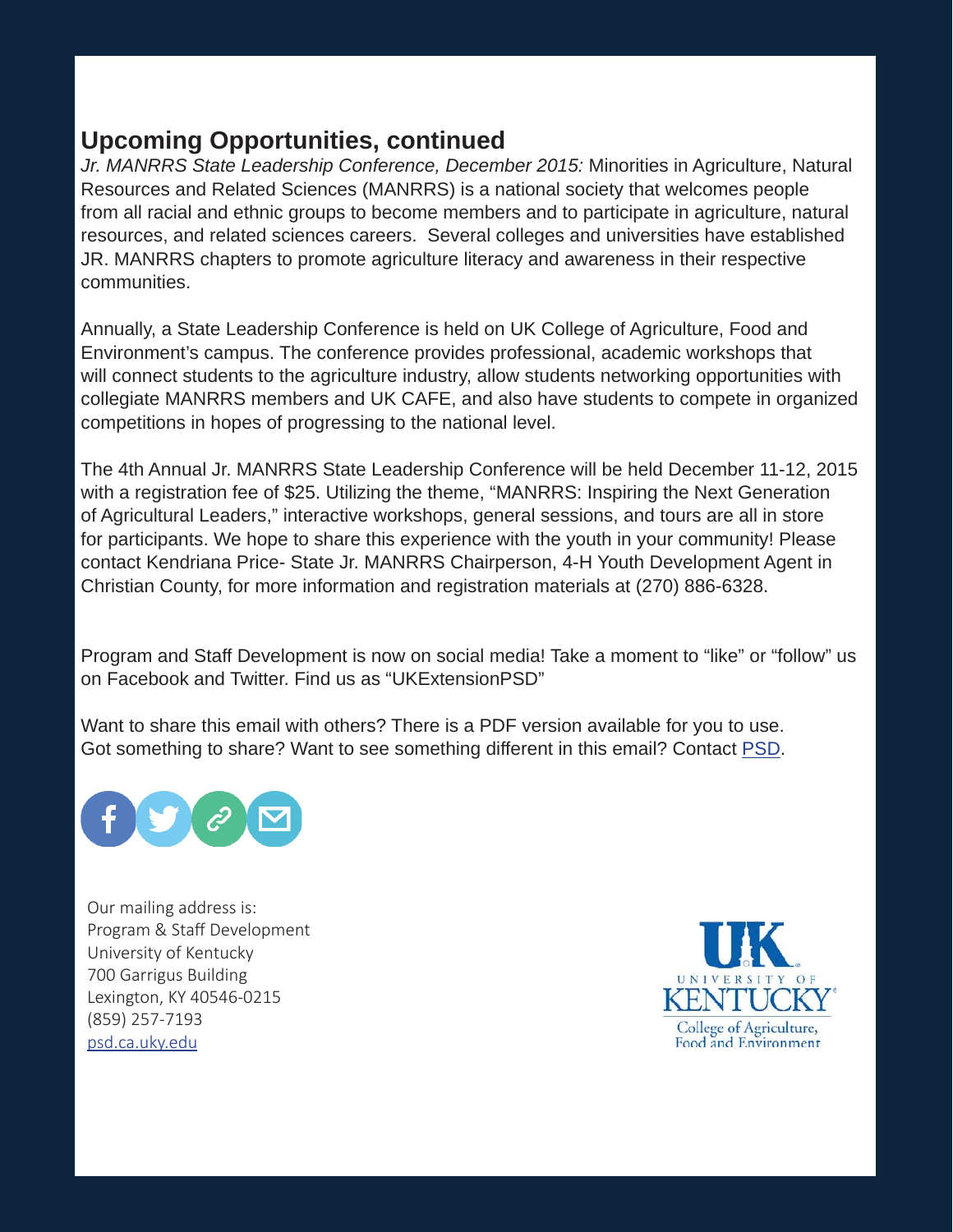## Upcoming Opportunities, continued

*Jr. MANRRS State Leadership Conference, December 2015:* Minorities in Agriculture, Natural Resources and Related Sciences (MANRRS) is a national society that welcomes people from all racial and ethnic groups to become members and to participate in agriculture, natural resources, and related sciences careers. Several colleges and universities have established JR. MANRRS chapters to promote agriculture literacy and awareness in their respective communities.

Annually, a State Leadership Conference is held on UK College of Agriculture, Food and Environment's campus. The conference provides professional, academic workshops that will connect students to the agriculture industry, allow students networking opportunities with collegiate MANRRS members and UK CAFE, and also have students to compete in organized competitions in hopes of progressing to the national level.

The 4th Annual Jr. MANRRS State Leadership Conference will be held December 11-12, 2015 with a registration fee of $25. Utilizing the theme, "MANRRS: Inspiring the Next Generation of Agricultural Leaders," interactive workshops, general sessions, and tours are all in store for participants. We hope to share this experience with the youth in your community! Please contact Kendriana Price- State Jr. MANRRS Chairperson, 4-H Youth Development Agent in Christian County, for more information and registration materials at (270) 886-6328.

Program and Staff Development is now on social media! Take a moment to "like" or "follow" us on Facebook and Twitter. Find us as "UKExtensionPSD"

Want to share this email with others? There is a PDF version available for you to use.
Got something to share? Want to see something different in this email? Contact PSD.

Our mailing address is:
Program & Staff Development
University of Kentucky
700 Garrigus Building
Lexington, KY 40546-0215
(859) 257-7193
psd.ca.uky.edu

UK UNIVERSITY OF KENTUCKY College of Agriculture, Food and Environment